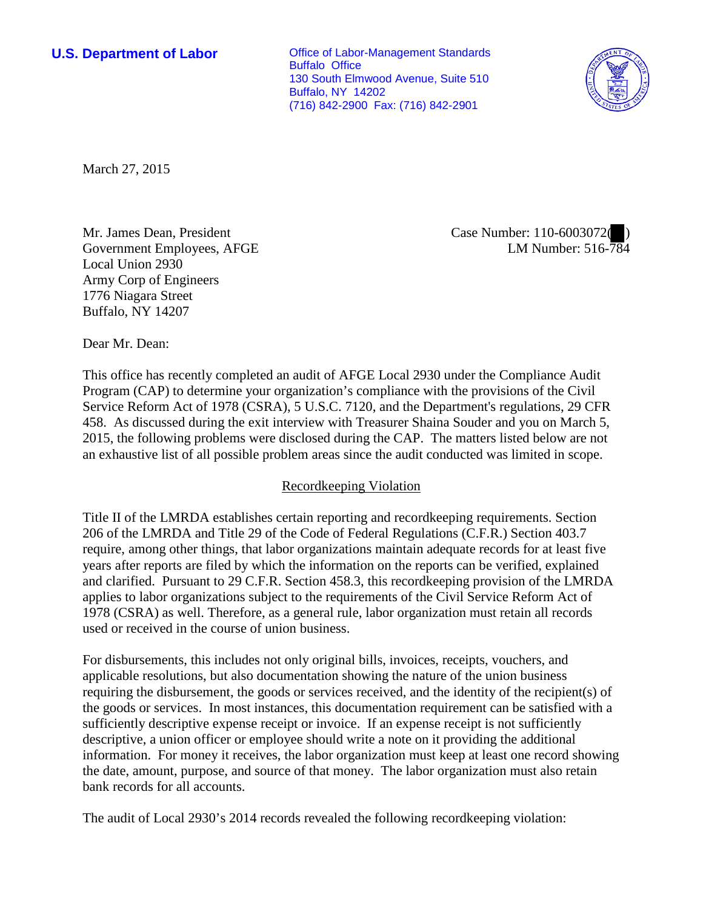**U.S. Department of Labor**

Office of Labor-Management Standards
Buffalo Office
130 South Elmwood Avenue, Suite 510
Buffalo, NY 14202
(716) 842-2900 Fax: (716) 842-2901

March 27, 2015

Mr. James Dean, President
Government Employees, AFGE
Local Union 2930
Army Corp of Engineers
1776 Niagara Street
Buffalo, NY 14207

Case Number: 110-6003072( )
LM Number: 516-784

Dear Mr. Dean:

This office has recently completed an audit of AFGE Local 2930 under the Compliance Audit Program (CAP) to determine your organization's compliance with the provisions of the Civil Service Reform Act of 1978 (CSRA), 5 U.S.C. 7120, and the Department's regulations, 29 CFR 458. As discussed during the exit interview with Treasurer Shaina Souder and you on March 5, 2015, the following problems were disclosed during the CAP. The matters listed below are not an exhaustive list of all possible problem areas since the audit conducted was limited in scope.

## Recordkeeping Violation

Title II of the LMRDA establishes certain reporting and recordkeeping requirements. Section 206 of the LMRDA and Title 29 of the Code of Federal Regulations (C.F.R.) Section 403.7 require, among other things, that labor organizations maintain adequate records for at least five years after reports are filed by which the information on the reports can be verified, explained and clarified. Pursuant to 29 C.F.R. Section 458.3, this recordkeeping provision of the LMRDA applies to labor organizations subject to the requirements of the Civil Service Reform Act of 1978 (CSRA) as well. Therefore, as a general rule, labor organization must retain all records used or received in the course of union business.

For disbursements, this includes not only original bills, invoices, receipts, vouchers, and applicable resolutions, but also documentation showing the nature of the union business requiring the disbursement, the goods or services received, and the identity of the recipient(s) of the goods or services. In most instances, this documentation requirement can be satisfied with a sufficiently descriptive expense receipt or invoice. If an expense receipt is not sufficiently descriptive, a union officer or employee should write a note on it providing the additional information. For money it receives, the labor organization must keep at least one record showing the date, amount, purpose, and source of that money. The labor organization must also retain bank records for all accounts.

The audit of Local 2930's 2014 records revealed the following recordkeeping violation: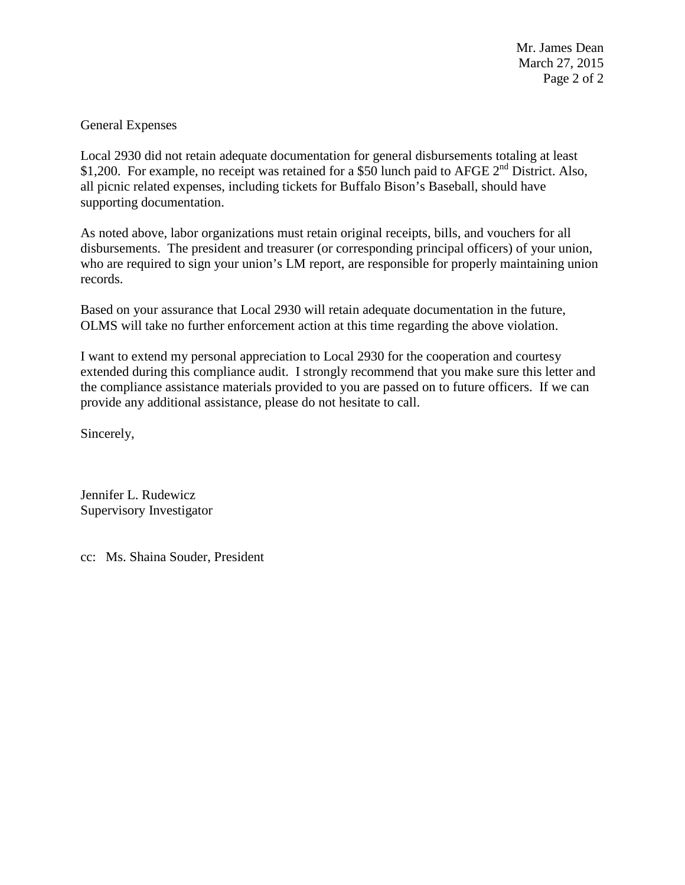General Expenses

Local 2930 did not retain adequate documentation for general disbursements totaling at least $1,200. For example, no receipt was retained for a $50 lunch paid to AFGE 2nd District. Also, all picnic related expenses, including tickets for Buffalo Bison's Baseball, should have supporting documentation.

As noted above, labor organizations must retain original receipts, bills, and vouchers for all disbursements. The president and treasurer (or corresponding principal officers) of your union, who are required to sign your union's LM report, are responsible for properly maintaining union records.

Based on your assurance that Local 2930 will retain adequate documentation in the future, OLMS will take no further enforcement action at this time regarding the above violation.

I want to extend my personal appreciation to Local 2930 for the cooperation and courtesy extended during this compliance audit. I strongly recommend that you make sure this letter and the compliance assistance materials provided to you are passed on to future officers. If we can provide any additional assistance, please do not hesitate to call.

Sincerely,

Jennifer L. Rudewicz
Supervisory Investigator

cc: Ms. Shaina Souder, President